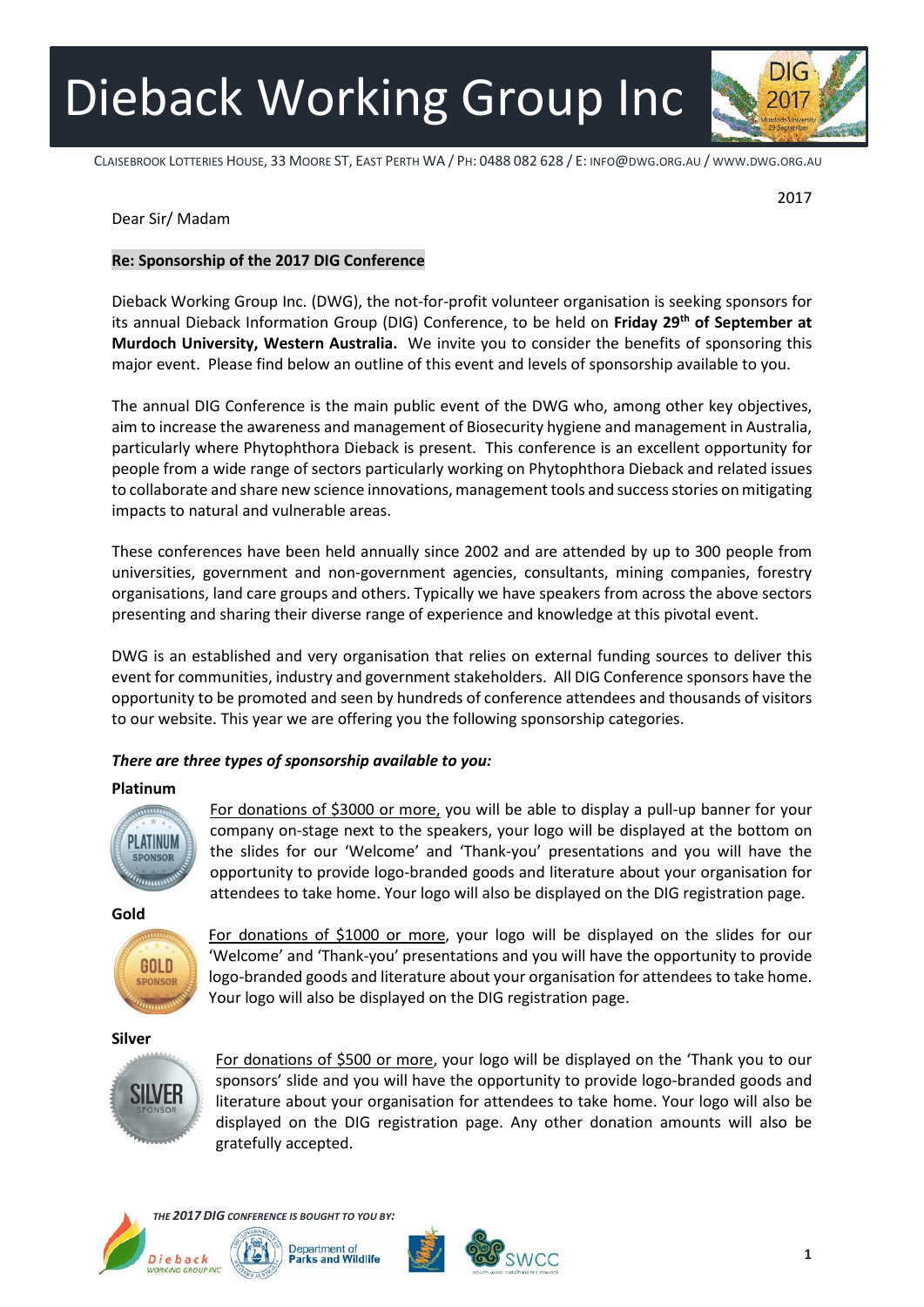# Dieback Working Group Inc

CLAISEBROOK LOTTERIES HOUSE, 33 MOORE ST, EAST PERTH WA / PH: 0488 082 628 / E: INFO@DWG.ORG.AU / WWW.DWG.ORG.AU

2017

Dear Sir/ Madam

**Re: Sponsorship of the 2017 DIG Conference**

Dieback Working Group Inc. (DWG), the not-for-profit volunteer organisation is seeking sponsors for its annual Dieback Information Group (DIG) Conference, to be held on **Friday 29th of September at Murdoch University, Western Australia.** We invite you to consider the benefits of sponsoring this major event. Please find below an outline of this event and levels of sponsorship available to you.

The annual DIG Conference is the main public event of the DWG who, among other key objectives, aim to increase the awareness and management of Biosecurity hygiene and management in Australia, particularly where Phytophthora Dieback is present. This conference is an excellent opportunity for people from a wide range of sectors particularly working on Phytophthora Dieback and related issues to collaborate and share new science innovations, management tools and success stories on mitigating impacts to natural and vulnerable areas.

These conferences have been held annually since 2002 and are attended by up to 300 people from universities, government and non-government agencies, consultants, mining companies, forestry organisations, land care groups and others. Typically we have speakers from across the above sectors presenting and sharing their diverse range of experience and knowledge at this pivotal event.

DWG is an established and very organisation that relies on external funding sources to deliver this event for communities, industry and government stakeholders. All DIG Conference sponsors have the opportunity to be promoted and seen by hundreds of conference attendees and thousands of visitors to our website. This year we are offering you the following sponsorship categories.

***There are three types of sponsorship available to you:***

**Platinum**

For donations of $3000 or more, you will be able to display a pull-up banner for your company on-stage next to the speakers, your logo will be displayed at the bottom on the slides for our 'Welcome' and 'Thank-you' presentations and you will have the opportunity to provide logo-branded goods and literature about your organisation for attendees to take home. Your logo will also be displayed on the DIG registration page.

**Gold**

For donations of $1000 or more, your logo will be displayed on the slides for our 'Welcome' and 'Thank-you' presentations and you will have the opportunity to provide logo-branded goods and literature about your organisation for attendees to take home. Your logo will also be displayed on the DIG registration page.

**Silver**

For donations of $500 or more, your logo will be displayed on the 'Thank you to our sponsors' slide and you will have the opportunity to provide logo-branded goods and literature about your organisation for attendees to take home. Your logo will also be displayed on the DIG registration page. Any other donation amounts will also be gratefully accepted.

*THE 2017 DIG CONFERENCE IS BOUGHT TO YOU BY:*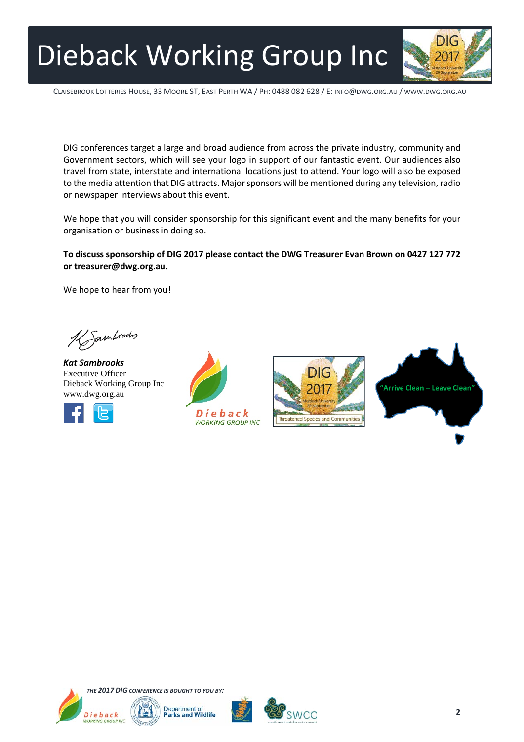DIG conferences target a large and broad audience from across the private industry, community and Government sectors, which will see your logo in support of our fantastic event. Our audiences also travel from state, interstate and international locations just to attend. Your logo will also be exposed to the media attention that DIG attracts. Major sponsors will be mentioned during any television, radio or newspaper interviews about this event.

We hope that you will consider sponsorship for this significant event and the many benefits for your organisation or business in doing so.

**To discuss sponsorship of DIG 2017 please contact the DWG Treasurer Evan Brown on 0427 127 772 or treasurer@dwg.org.au.**

We hope to hear from you!

***Kat Sambrooks***
Executive Officer
Dieback Working Group Inc
www.dwg.org.au

"Arrive Clean – Leave Clean"

*THE **2017 DIG** CONFERENCE IS BOUGHT TO YOU BY:*